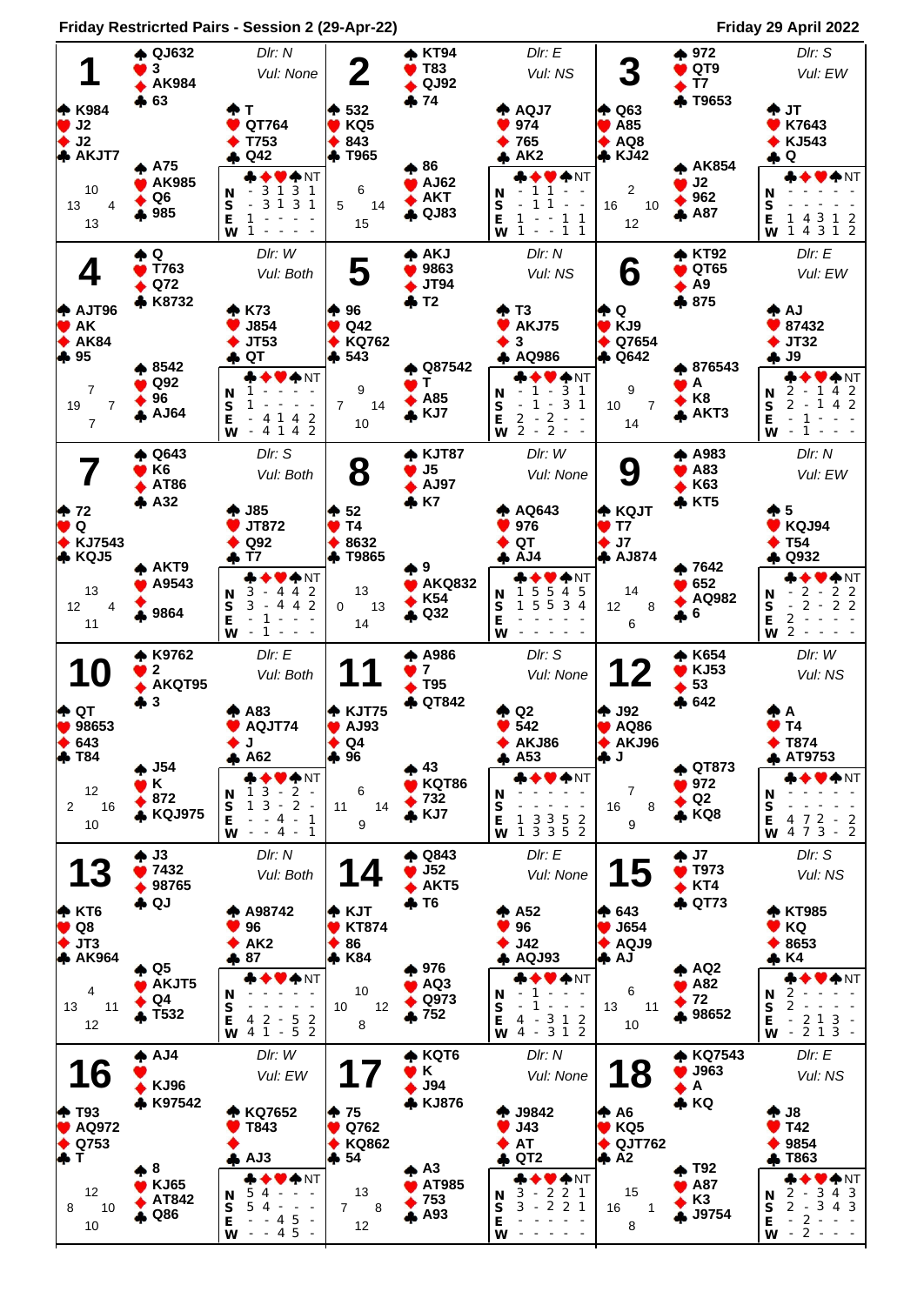# Friday Restricrted Pairs - Session 2 (29-Apr-22)

**Friday 29 April 2022**

## Board 1
Dlr: N — Vul: None

- **North:** ♠ QJ632 ♥ 3 ♦ AK984 ♣ 63
- **West:** ♠ K984 ♥ J2 ♦ J2 ♣ AKJT7
- **East:** ♠ T ♥ QT764 ♦ T753 ♣ Q42
- **South:** ♠ A75 ♥ AK985 ♦ Q6 ♣ 985

HCP: N 10, W 13, E 4, S 13

| | ♣ | ♦ | ♥ | ♠ | NT |
|---|---|---|---|---|---|
| N | - | 3 | 1 | 3 | 1 |
| S | - | 3 | 1 | 3 | 1 |
| E | 1 | - | - | - | - |
| W | 1 | - | - | - | - |

## Board 2
Dlr: E — Vul: NS

- **North:** ♠ KT94 ♥ T83 ♦ QJ92 ♣ 74
- **West:** ♠ 532 ♥ KQ5 ♦ 843 ♣ T965
- **East:** ♠ AQJ7 ♥ 974 ♦ 765 ♣ AK2
- **South:** ♠ 86 ♥ AJ62 ♦ AKT ♣ QJ83

HCP: N 6, W 5, E 14, S 15

| | ♣ | ♦ | ♥ | ♠ | NT |
|---|---|---|---|---|---|
| N | - | 1 | 1 | - | - |
| S | - | 1 | 1 | - | - |
| E | 1 | - | - | 1 | 1 |
| W | 1 | - | - | 1 | 1 |

## Board 3
Dlr: S — Vul: EW

- **North:** ♠ 972 ♥ QT9 ♦ T7 ♣ T9653
- **West:** ♠ Q63 ♥ A85 ♦ AQ8 ♣ KJ42
- **East:** ♠ JT ♥ K7643 ♦ KJ543 ♣ Q
- **South:** ♠ AK854 ♥ J2 ♦ 962 ♣ A87

HCP: N 2, W 16, E 10, S 12

| | ♣ | ♦ | ♥ | ♠ | NT |
|---|---|---|---|---|---|
| N | - | - | - | - | - |
| S | - | - | - | - | - |
| E | 1 | 4 | 3 | 1 | 2 |
| W | 1 | 4 | 3 | 1 | 2 |

## Board 4
Dlr: W — Vul: Both

- **North:** ♠ Q ♥ T763 ♦ Q72 ♣ K8732
- **West:** ♠ AJT96 ♥ AK ♦ AK84 ♣ 95
- **East:** ♠ K73 ♥ J854 ♦ JT53 ♣ QT
- **South:** ♠ 8542 ♥ Q92 ♦ 96 ♣ AJ64

HCP: N 7, W 19, E 7, S 7

| | ♣ | ♦ | ♥ | ♠ | NT |
|---|---|---|---|---|---|
| N | 1 | - | - | - | - |
| S | 1 | - | - | - | - |
| E | - | 4 | 1 | 4 | 2 |
| W | - | 4 | 1 | 4 | 2 |

## Board 5
Dlr: N — Vul: NS

- **North:** ♠ AKJ ♥ 9863 ♦ JT94 ♣ T2
- **West:** ♠ 96 ♥ Q42 ♦ KQ762 ♣ 543
- **East:** ♠ T3 ♥ AKJ75 ♦ 3 ♣ AQ986
- **South:** ♠ Q87542 ♥ T ♦ A85 ♣ KJ7

HCP: N 9, W 7, E 14, S 10

| | ♣ | ♦ | ♥ | ♠ | NT |
|---|---|---|---|---|---|
| N | - | 1 | - | 3 | 1 |
| S | - | 1 | - | 3 | 1 |
| E | 2 | - | 2 | - | - |
| W | 2 | - | 2 | - | - |

## Board 6
Dlr: E — Vul: EW

- **North:** ♠ KT92 ♥ QT65 ♦ A9 ♣ 875
- **West:** ♠ Q ♥ KJ9 ♦ Q7654 ♣ Q642
- **East:** ♠ AJ ♥ 87432 ♦ JT32 ♣ J9
- **South:** ♠ 876543 ♥ A ♦ K8 ♣ AKT3

HCP: N 9, W 10, E 7, S 14

| | ♣ | ♦ | ♥ | ♠ | NT |
|---|---|---|---|---|---|
| N | 2 | - | 1 | 4 | 2 |
| S | 2 | - | 1 | 4 | 2 |
| E | - | 1 | - | - | - |
| W | - | 1 | - | - | - |

## Board 7
Dlr: S — Vul: Both

- **North:** ♠ Q643 ♥ K6 ♦ AT86 ♣ A32
- **West:** ♠ 72 ♥ Q ♦ KJ7543 ♣ KQJ5
- **East:** ♠ J85 ♥ JT872 ♦ Q92 ♣ T7
- **South:** ♠ AKT9 ♥ A9543 ♦ — ♣ 9864

HCP: N 13, W 12, E 4, S 11

| | ♣ | ♦ | ♥ | ♠ | NT |
|---|---|---|---|---|---|
| N | 3 | - | 4 | 4 | 2 |
| S | 3 | - | 4 | 4 | 2 |
| E | - | 1 | - | - | - |
| W | - | 1 | - | - | - |

## Board 8
Dlr: W — Vul: None

- **North:** ♠ KJT87 ♥ J5 ♦ AJ97 ♣ K7
- **West:** ♠ 52 ♥ T4 ♦ 8632 ♣ T9865
- **East:** ♠ AQ643 ♥ 976 ♦ QT ♣ AJ4
- **South:** ♠ 9 ♥ AKQ832 ♦ K54 ♣ Q32

HCP: N 13, W 0, E 13, S 14

| | ♣ | ♦ | ♥ | ♠ | NT |
|---|---|---|---|---|---|
| N | 1 | 5 | 5 | 4 | 5 |
| S | 1 | 5 | 5 | 3 | 4 |
| E | - | - | - | - | - |
| W | - | - | - | - | - |

## Board 9
Dlr: N — Vul: EW

- **North:** ♠ A983 ♥ A83 ♦ K63 ♣ KT5
- **West:** ♠ KQJT ♥ T7 ♦ J7 ♣ AJ874
- **East:** ♠ 5 ♥ KQJ94 ♦ T54 ♣ Q932
- **South:** ♠ 7642 ♥ 652 ♦ AQ982 ♣ 6

HCP: N 14, W 12, E 8, S 6

| | ♣ | ♦ | ♥ | ♠ | NT |
|---|---|---|---|---|---|
| N | - | 2 | - | 2 | 2 |
| S | - | 2 | - | 2 | 2 |
| E | 2 | - | - | - | - |
| W | 2 | - | - | - | - |

## Board 10
Dlr: E — Vul: Both

- **North:** ♠ K9762 ♥ 2 ♦ AKQT95 ♣ 3
- **West:** ♠ QT ♥ 98653 ♦ 643 ♣ T84
- **East:** ♠ A83 ♥ AQJT74 ♦ J ♣ A62
- **South:** ♠ J54 ♥ K ♦ 872 ♣ KQJ975

HCP: N 12, W 2, E 16, S 10

| | ♣ | ♦ | ♥ | ♠ | NT |
|---|---|---|---|---|---|
| N | 1 | 3 | - | 2 | - |
| S | 1 | 3 | - | 2 | - |
| E | - | - | 4 | - | 1 |
| W | - | - | 4 | - | 1 |

## Board 11
Dlr: S — Vul: None

- **North:** ♠ A986 ♥ 7 ♦ T95 ♣ QT842
- **West:** ♠ KJT75 ♥ AJ93 ♦ Q4 ♣ 96
- **East:** ♠ Q2 ♥ 542 ♦ AKJ86 ♣ A53
- **South:** ♠ 43 ♥ KQT86 ♦ 732 ♣ KJ7

HCP: N 6, W 11, E 14, S 9

| | ♣ | ♦ | ♥ | ♠ | NT |
|---|---|---|---|---|---|
| N | - | - | - | - | - |
| S | - | - | - | - | - |
| E | 1 | 3 | 3 | 5 | 2 |
| W | 1 | 3 | 3 | 5 | 2 |

## Board 12
Dlr: W — Vul: NS

- **North:** ♠ K654 ♥ KJ53 ♦ 53 ♣ 642
- **West:** ♠ J92 ♥ AQ86 ♦ AKJ96 ♣ J
- **East:** ♠ A ♥ T4 ♦ T874 ♣ AT9753
- **South:** ♠ QT873 ♥ 972 ♦ Q2 ♣ KQ8

HCP: N 7, W 16, E 8, S 9

| | ♣ | ♦ | ♥ | ♠ | NT |
|---|---|---|---|---|---|
| N | - | - | - | - | - |
| S | - | - | - | - | - |
| E | 4 | 7 | 2 | - | 2 |
| W | 4 | 7 | 3 | - | 2 |

## Board 13
Dlr: N — Vul: Both

- **North:** ♠ J3 ♥ 7432 ♦ 98765 ♣ QJ
- **West:** ♠ KT6 ♥ Q8 ♦ JT3 ♣ AK964
- **East:** ♠ A98742 ♥ 96 ♦ AK2 ♣ 87
- **South:** ♠ Q5 ♥ AKJT5 ♦ Q4 ♣ T532

HCP: N 4, W 13, E 11, S 12

| | ♣ | ♦ | ♥ | ♠ | NT |
|---|---|---|---|---|---|
| N | - | - | - | - | - |
| S | - | - | - | - | - |
| E | 4 | 2 | - | 5 | 2 |
| W | 4 | 1 | - | 5 | 2 |

## Board 14
Dlr: E — Vul: None

- **North:** ♠ Q843 ♥ J52 ♦ AKT5 ♣ T6
- **West:** ♠ KJT ♥ KT874 ♦ 86 ♣ K84
- **East:** ♠ A52 ♥ 96 ♦ J42 ♣ AQJ93
- **South:** ♠ 976 ♥ AQ3 ♦ Q973 ♣ 752

HCP: N 10, W 10, E 12, S 8

| | ♣ | ♦ | ♥ | ♠ | NT |
|---|---|---|---|---|---|
| N | - | 1 | - | - | - |
| S | - | 1 | - | - | - |
| E | 4 | - | 3 | 1 | 2 |
| W | 4 | - | 3 | 1 | 2 |

## Board 15
Dlr: S — Vul: NS

- **North:** ♠ J7 ♥ T973 ♦ KT4 ♣ QT73
- **West:** ♠ 643 ♥ J654 ♦ AQJ9 ♣ AJ
- **East:** ♠ KT985 ♥ KQ ♦ 8653 ♣ K4
- **South:** ♠ AQ2 ♥ A82 ♦ 72 ♣ 98652

HCP: N 6, W 13, E 11, S 10

| | ♣ | ♦ | ♥ | ♠ | NT |
|---|---|---|---|---|---|
| N | 2 | - | - | - | - |
| S | 2 | - | - | - | - |
| E | - | 2 | 1 | 3 | - |
| W | - | 2 | 1 | 3 | - |

## Board 16
Dlr: W — Vul: EW

- **North:** ♠ AJ4 ♥ — ♦ KJ96 ♣ K97542
- **West:** ♠ T93 ♥ AQ972 ♦ Q753 ♣ T
- **East:** ♠ KQ7652 ♥ T843 ♦ — ♣ AJ3
- **South:** ♠ 8 ♥ KJ65 ♦ AT842 ♣ Q86

HCP: N 12, W 8, E 10, S 10

| | ♣ | ♦ | ♥ | ♠ | NT |
|---|---|---|---|---|---|
| N | 5 | 4 | - | - | - |
| S | 5 | 4 | - | - | - |
| E | - | - | 4 | 5 | - |
| W | - | - | 4 | 5 | - |

## Board 17
Dlr: N — Vul: None

- **North:** ♠ KQT6 ♥ K ♦ J94 ♣ KJ876
- **West:** ♠ 75 ♥ Q762 ♦ KQ862 ♣ 54
- **East:** ♠ J9842 ♥ J43 ♦ AT ♣ QT2
- **South:** ♠ A3 ♥ AT985 ♦ 753 ♣ A93

HCP: N 13, W 7, E 8, S 12

| | ♣ | ♦ | ♥ | ♠ | NT |
|---|---|---|---|---|---|
| N | 3 | - | 2 | 2 | 1 |
| S | 3 | - | 2 | 2 | 1 |
| E | - | - | - | - | - |
| W | - | - | - | - | - |

## Board 18
Dlr: E — Vul: NS

- **North:** ♠ KQ7543 ♥ J963 ♦ A ♣ KQ
- **West:** ♠ A6 ♥ KQ5 ♦ QJT762 ♣ A2
- **East:** ♠ J8 ♥ T42 ♦ 9854 ♣ T863
- **South:** ♠ T92 ♥ A87 ♦ K3 ♣ J9754

HCP: N 15, W 16, E 1, S 8

| | ♣ | ♦ | ♥ | ♠ | NT |
|---|---|---|---|---|---|
| N | 2 | - | 3 | 4 | 3 |
| S | 2 | - | 3 | 4 | 3 |
| E | - | 2 | - | - | - |
| W | - | 2 | - | - | - |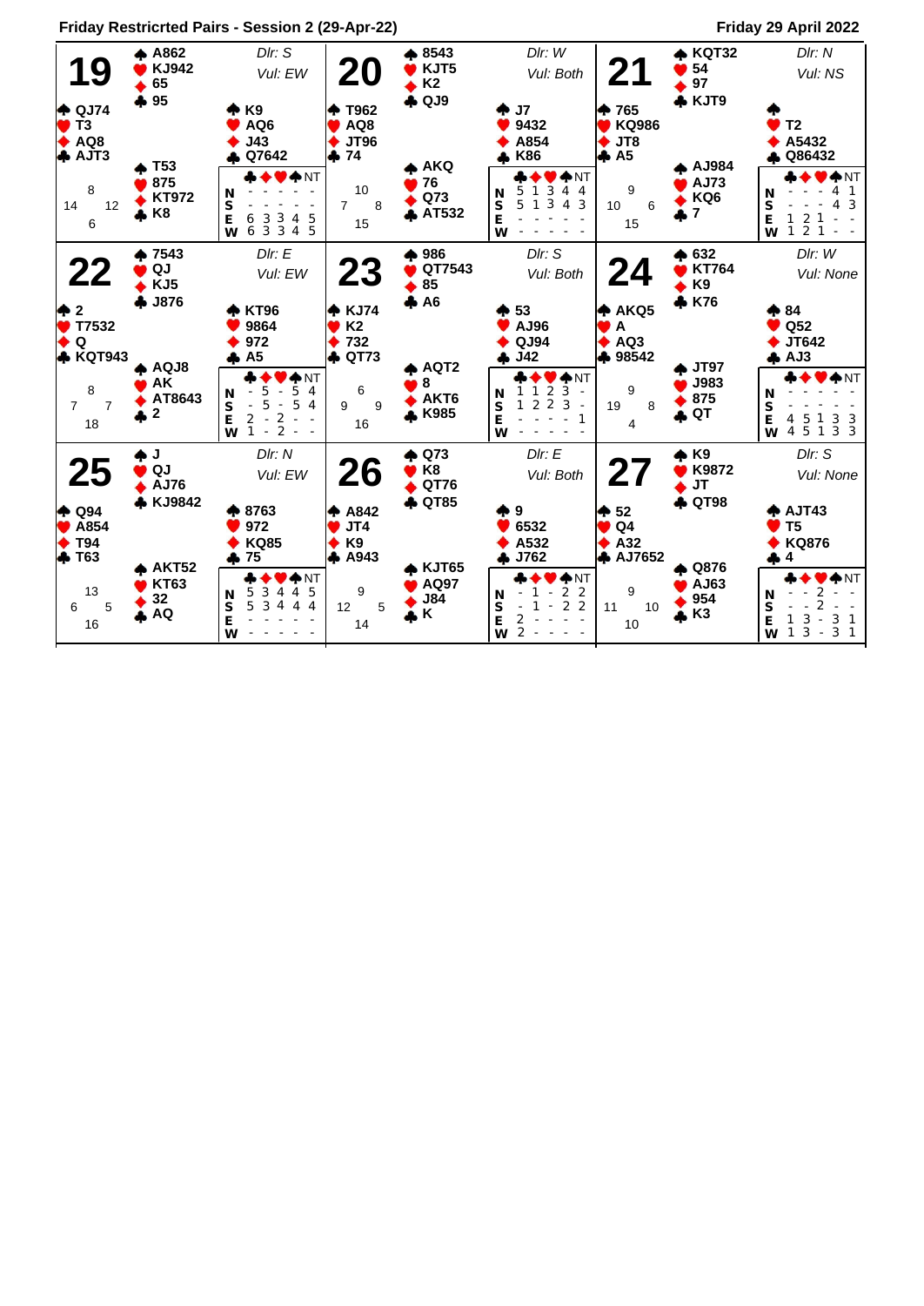Friday Restricrted Pairs - Session 2 (29-Apr-22)

Friday 29 April 2022

## Board 19

Dlr: S
Vul: EW

North: ♠ A862 ♥ KJ942 ♦ 65 ♣ 95

West: ♠ QJ74 ♥ T3 ♦ AQ8 ♣ AJT3

East: ♠ K9 ♥ AQ6 ♦ J43 ♣ Q7642

South: ♠ T53 ♥ 875 ♦ KT972 ♣ K8

HCP: N 8, W 14, E 12, S 6

| | ♣ | ♦ | ♥ | ♠ | NT |
|---|---|---|---|---|---|
| N | - | - | - | - | - |
| S | - | - | - | - | - |
| E | 6 | 3 | 3 | 4 | 5 |
| W | 6 | 3 | 3 | 4 | 5 |

## Board 20

Dlr: W
Vul: Both

North: ♠ 8543 ♥ KJT5 ♦ K2 ♣ QJ9

West: ♠ T962 ♥ AQ8 ♦ JT96 ♣ 74

East: ♠ J7 ♥ 9432 ♦ A854 ♣ K86

South: ♠ AKQ ♥ 76 ♦ Q73 ♣ AT532

HCP: N 10, W 7, E 8, S 15

| | ♣ | ♦ | ♥ | ♠ | NT |
|---|---|---|---|---|---|
| N | 5 | 1 | 3 | 4 | 4 |
| S | 5 | 1 | 3 | 4 | 3 |
| E | - | - | - | - | - |
| W | - | - | - | - | - |

## Board 21

Dlr: N
Vul: NS

North: ♠ KQT32 ♥ 54 ♦ 97 ♣ KJT9

West: ♠ 765 ♥ KQ986 ♦ JT8 ♣ A5

East: ♠ — ♥ T2 ♦ A5432 ♣ Q86432

South: ♠ AJ984 ♥ AJ73 ♦ KQ6 ♣ 7

HCP: N 9, W 10, E 6, S 15

| | ♣ | ♦ | ♥ | ♠ | NT |
|---|---|---|---|---|---|
| N | - | - | - | 4 | 1 |
| S | - | - | - | 4 | 3 |
| E | 1 | 2 | 1 | - | - |
| W | 1 | 2 | 1 | - | - |

## Board 22

Dlr: E
Vul: EW

North: ♠ 7543 ♥ QJ ♦ KJ5 ♣ J876

West: ♠ 2 ♥ T7532 ♦ Q ♣ KQT943

East: ♠ KT96 ♥ 9864 ♦ 972 ♣ A5

South: ♠ AQJ8 ♥ AK ♦ AT8643 ♣ 2

HCP: N 8, W 7, E 7, S 18

| | ♣ | ♦ | ♥ | ♠ | NT |
|---|---|---|---|---|---|
| N | - | 5 | - | 5 | 4 |
| S | - | 5 | - | 5 | 4 |
| E | 2 | - | 2 | - | - |
| W | 1 | - | 2 | - | - |

## Board 23

Dlr: S
Vul: Both

North: ♠ 986 ♥ QT7543 ♦ 85 ♣ A6

West: ♠ KJ74 ♥ K2 ♦ 732 ♣ QT73

East: ♠ 53 ♥ AJ96 ♦ QJ94 ♣ J42

South: ♠ AQT2 ♥ 8 ♦ AKT6 ♣ K985

HCP: N 6, W 9, E 9, S 16

| | ♣ | ♦ | ♥ | ♠ | NT |
|---|---|---|---|---|---|
| N | 1 | 1 | 2 | 3 | - |
| S | 1 | 2 | 2 | 3 | - |
| E | - | - | - | - | 1 |
| W | - | - | - | - | - |

## Board 24

Dlr: W
Vul: None

North: ♠ 632 ♥ KT764 ♦ K9 ♣ K76

West: ♠ AKQ5 ♥ A ♦ AQ3 ♣ 98542

East: ♠ 84 ♥ Q52 ♦ JT642 ♣ AJ3

South: ♠ JT97 ♥ J983 ♦ 875 ♣ QT

HCP: N 9, W 19, E 8, S 4

| | ♣ | ♦ | ♥ | ♠ | NT |
|---|---|---|---|---|---|
| N | - | - | - | - | - |
| S | - | - | - | - | - |
| E | 4 | 5 | 1 | 3 | 3 |
| W | 4 | 5 | 1 | 3 | 3 |

## Board 25

Dlr: N
Vul: EW

North: ♠ J ♥ QJ ♦ AJ76 ♣ KJ9842

West: ♠ Q94 ♥ A854 ♦ T94 ♣ T63

East: ♠ 8763 ♥ 972 ♦ KQ85 ♣ 75

South: ♠ AKT52 ♥ KT63 ♦ 32 ♣ AQ

HCP: N 13, W 6, E 5, S 16

| | ♣ | ♦ | ♥ | ♠ | NT |
|---|---|---|---|---|---|
| N | 5 | 3 | 4 | 4 | 5 |
| S | 5 | 3 | 4 | 4 | 4 |
| E | - | - | - | - | - |
| W | - | - | - | - | - |

## Board 26

Dlr: E
Vul: Both

North: ♠ Q73 ♥ K8 ♦ QT76 ♣ QT85

West: ♠ A842 ♥ JT4 ♦ K9 ♣ A943

East: ♠ 9 ♥ 6532 ♦ A532 ♣ J762

South: ♠ KJT65 ♥ AQ97 ♦ J84 ♣ K

HCP: N 9, W 12, E 5, S 14

| | ♣ | ♦ | ♥ | ♠ | NT |
|---|---|---|---|---|---|
| N | - | 1 | - | 2 | 2 |
| S | - | 1 | - | 2 | 2 |
| E | 2 | - | - | - | - |
| W | 2 | - | - | - | - |

## Board 27

Dlr: S
Vul: None

North: ♠ K9 ♥ K9872 ♦ JT ♣ QT98

West: ♠ 52 ♥ Q4 ♦ A32 ♣ AJ7652

East: ♠ AJT43 ♥ T5 ♦ KQ876 ♣ 4

South: ♠ Q876 ♥ AJ63 ♦ 954 ♣ K3

HCP: N 9, W 11, E 10, S 10

| | ♣ | ♦ | ♥ | ♠ | NT |
|---|---|---|---|---|---|
| N | - | - | 2 | - | - |
| S | - | - | 2 | - | - |
| E | 1 | 3 | - | 3 | 1 |
| W | 1 | 3 | - | 3 | 1 |